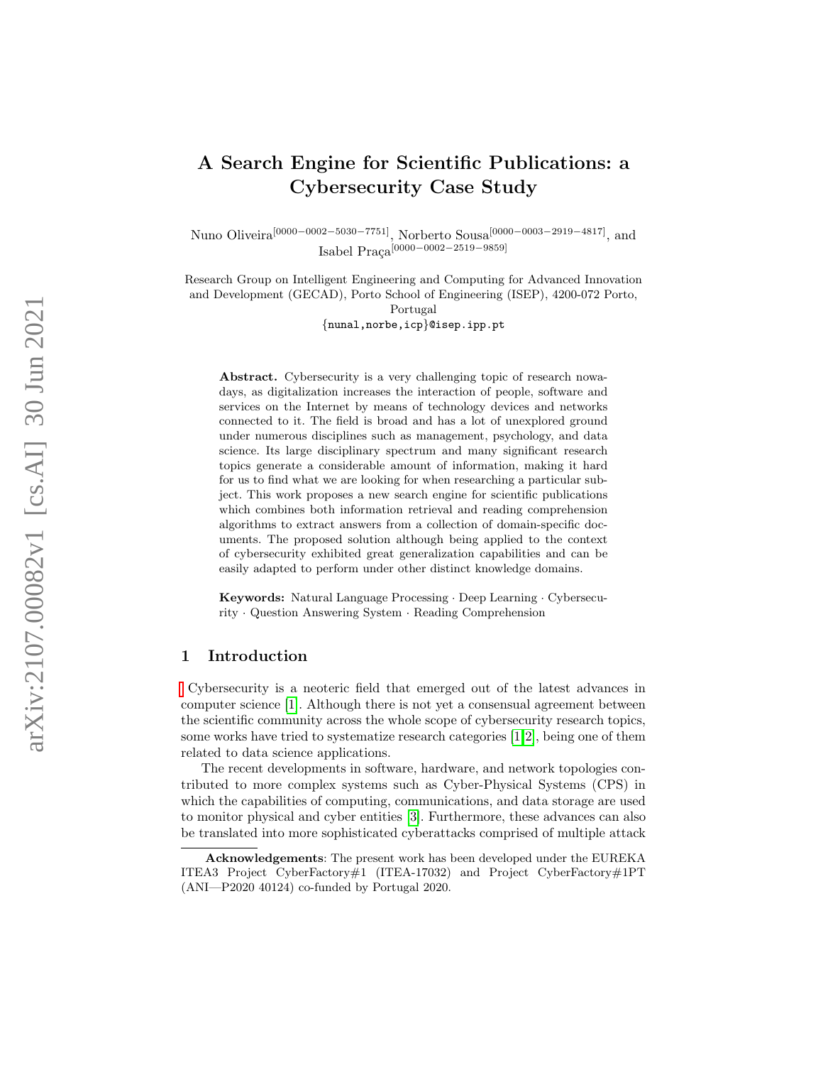# A Search Engine for Scientific Publications: a Cybersecurity Case Study

Nuno Oliveira[0000−0002−5030−7751], Norberto Sousa[0000−0003−2919−4817], and Isabel Praça[0000−0002−2519−9859]

Research Group on Intelligent Engineering and Computing for Advanced Innovation and Development (GECAD), Porto School of Engineering (ISEP), 4200-072 Porto, Portugal
{nunal,norbe,icp}@isep.ipp.pt

**Abstract.** Cybersecurity is a very challenging topic of research nowadays, as digitalization increases the interaction of people, software and services on the Internet by means of technology devices and networks connected to it. The field is broad and has a lot of unexplored ground under numerous disciplines such as management, psychology, and data science. Its large disciplinary spectrum and many significant research topics generate a considerable amount of information, making it hard for us to find what we are looking for when researching a particular subject. This work proposes a new search engine for scientific publications which combines both information retrieval and reading comprehension algorithms to extract answers from a collection of domain-specific documents. The proposed solution although being applied to the context of cybersecurity exhibited great generalization capabilities and can be easily adapted to perform under other distinct knowledge domains.

**Keywords:** Natural Language Processing · Deep Learning · Cybersecurity · Question Answering System · Reading Comprehension

## 1 Introduction

Cybersecurity is a neoteric field that emerged out of the latest advances in computer science [1]. Although there is not yet a consensual agreement between the scientific community across the whole scope of cybersecurity research topics, some works have tried to systematize research categories [1,2], being one of them related to data science applications.

The recent developments in software, hardware, and network topologies contributed to more complex systems such as Cyber-Physical Systems (CPS) in which the capabilities of computing, communications, and data storage are used to monitor physical and cyber entities [3]. Furthermore, these advances can also be translated into more sophisticated cyberattacks comprised of multiple attack

**Acknowledgements**: The present work has been developed under the EUREKA ITEA3 Project CyberFactory#1 (ITEA-17032) and Project CyberFactory#1PT (ANI—P2020 40124) co-funded by Portugal 2020.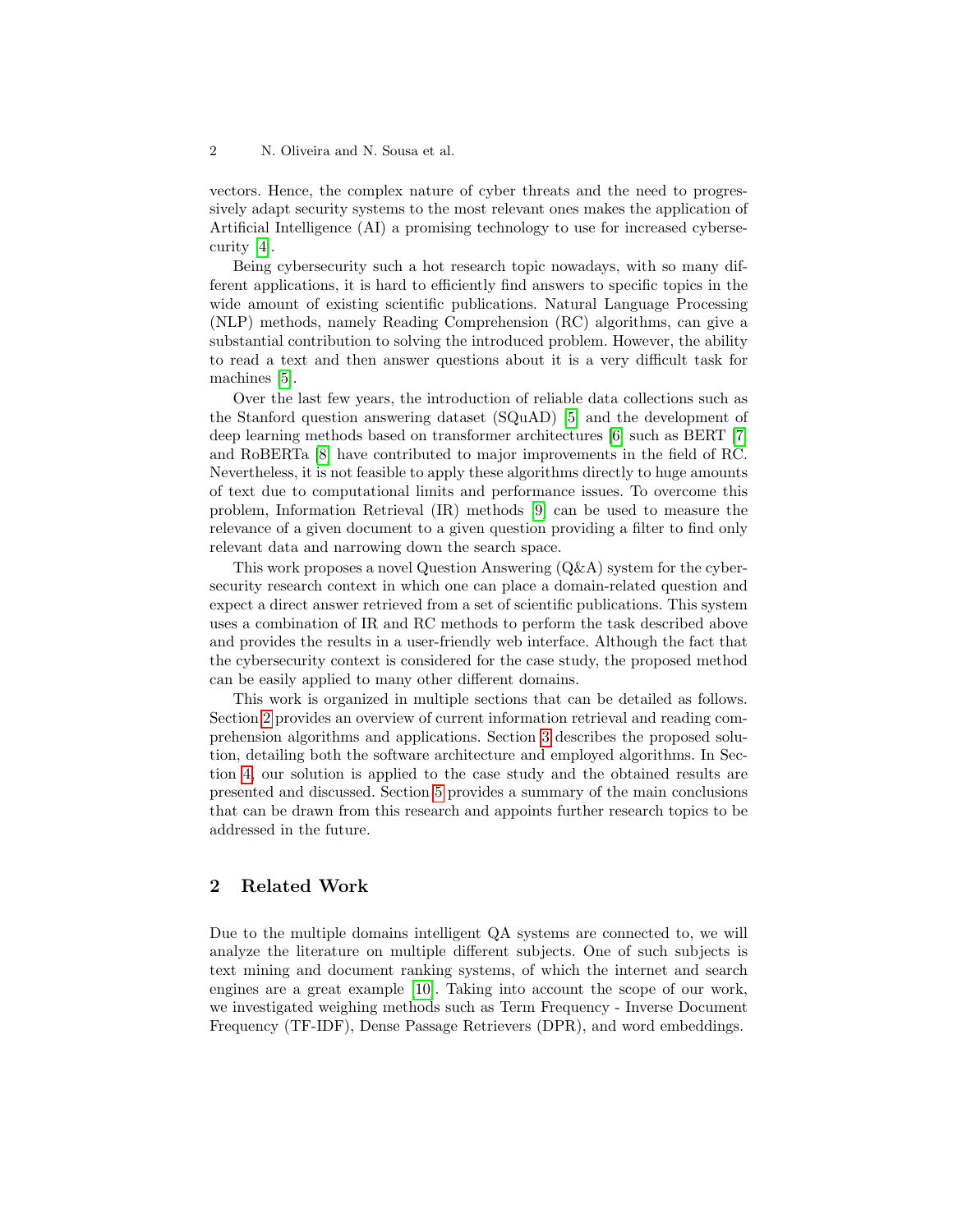vectors. Hence, the complex nature of cyber threats and the need to progressively adapt security systems to the most relevant ones makes the application of Artificial Intelligence (AI) a promising technology to use for increased cybersecurity [4].

Being cybersecurity such a hot research topic nowadays, with so many different applications, it is hard to efficiently find answers to specific topics in the wide amount of existing scientific publications. Natural Language Processing (NLP) methods, namely Reading Comprehension (RC) algorithms, can give a substantial contribution to solving the introduced problem. However, the ability to read a text and then answer questions about it is a very difficult task for machines [5].

Over the last few years, the introduction of reliable data collections such as the Stanford question answering dataset (SQuAD) [5] and the development of deep learning methods based on transformer architectures [6] such as BERT [7] and RoBERTa [8] have contributed to major improvements in the field of RC. Nevertheless, it is not feasible to apply these algorithms directly to huge amounts of text due to computational limits and performance issues. To overcome this problem, Information Retrieval (IR) methods [9] can be used to measure the relevance of a given document to a given question providing a filter to find only relevant data and narrowing down the search space.

This work proposes a novel Question Answering (Q&A) system for the cybersecurity research context in which one can place a domain-related question and expect a direct answer retrieved from a set of scientific publications. This system uses a combination of IR and RC methods to perform the task described above and provides the results in a user-friendly web interface. Although the fact that the cybersecurity context is considered for the case study, the proposed method can be easily applied to many other different domains.

This work is organized in multiple sections that can be detailed as follows. Section 2 provides an overview of current information retrieval and reading comprehension algorithms and applications. Section 3 describes the proposed solution, detailing both the software architecture and employed algorithms. In Section 4, our solution is applied to the case study and the obtained results are presented and discussed. Section 5 provides a summary of the main conclusions that can be drawn from this research and appoints further research topics to be addressed in the future.

## 2 Related Work

Due to the multiple domains intelligent QA systems are connected to, we will analyze the literature on multiple different subjects. One of such subjects is text mining and document ranking systems, of which the internet and search engines are a great example [10]. Taking into account the scope of our work, we investigated weighing methods such as Term Frequency - Inverse Document Frequency (TF-IDF), Dense Passage Retrievers (DPR), and word embeddings.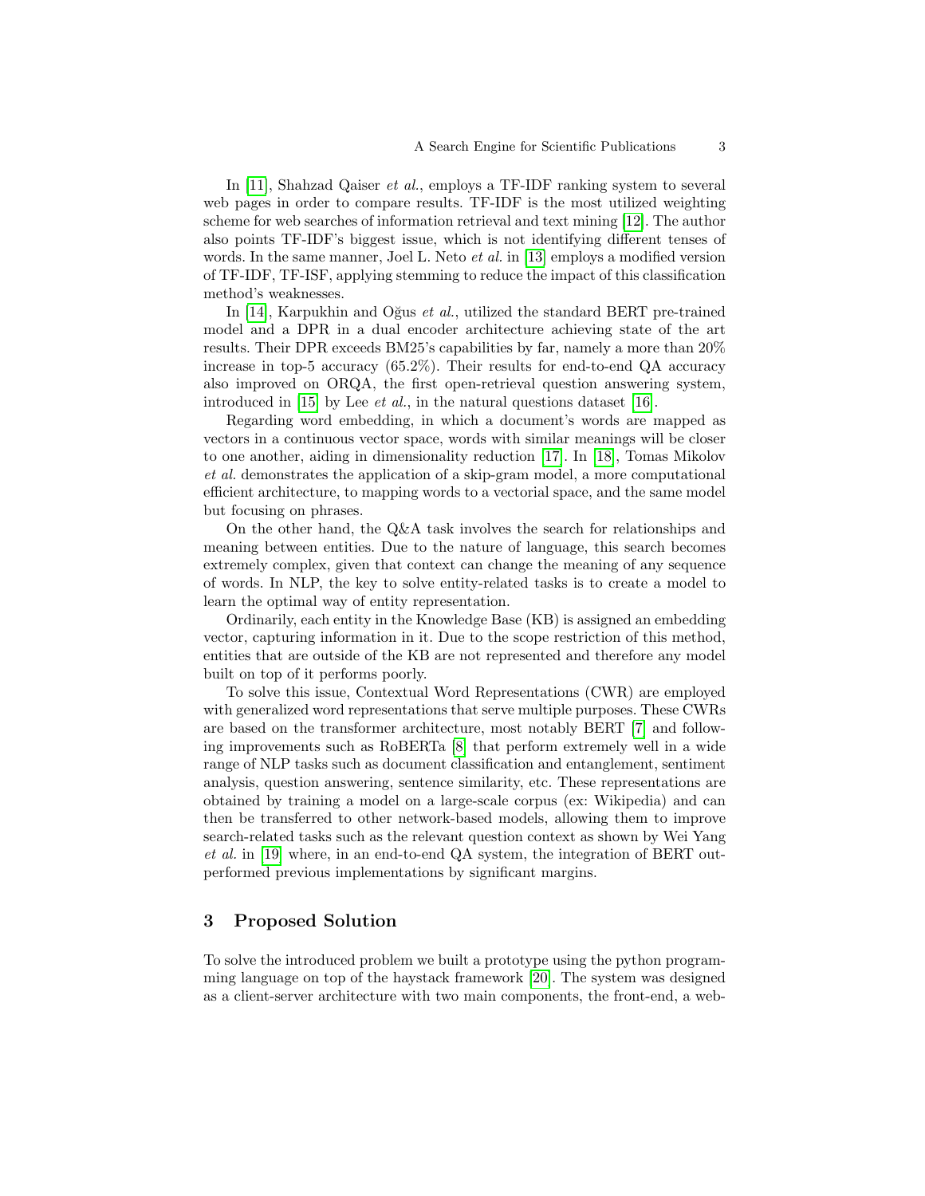In [11], Shahzad Qaiser *et al.*, employs a TF-IDF ranking system to several web pages in order to compare results. TF-IDF is the most utilized weighting scheme for web searches of information retrieval and text mining [12]. The author also points TF-IDF's biggest issue, which is not identifying different tenses of words. In the same manner, Joel L. Neto *et al.* in [13] employs a modified version of TF-IDF, TF-ISF, applying stemming to reduce the impact of this classification method's weaknesses.

In [14], Karpukhin and Oğus *et al.*, utilized the standard BERT pre-trained model and a DPR in a dual encoder architecture achieving state of the art results. Their DPR exceeds BM25's capabilities by far, namely a more than 20% increase in top-5 accuracy (65.2%). Their results for end-to-end QA accuracy also improved on ORQA, the first open-retrieval question answering system, introduced in [15] by Lee *et al.*, in the natural questions dataset [16].

Regarding word embedding, in which a document's words are mapped as vectors in a continuous vector space, words with similar meanings will be closer to one another, aiding in dimensionality reduction [17]. In [18], Tomas Mikolov *et al.* demonstrates the application of a skip-gram model, a more computational efficient architecture, to mapping words to a vectorial space, and the same model but focusing on phrases.

On the other hand, the Q&A task involves the search for relationships and meaning between entities. Due to the nature of language, this search becomes extremely complex, given that context can change the meaning of any sequence of words. In NLP, the key to solve entity-related tasks is to create a model to learn the optimal way of entity representation.

Ordinarily, each entity in the Knowledge Base (KB) is assigned an embedding vector, capturing information in it. Due to the scope restriction of this method, entities that are outside of the KB are not represented and therefore any model built on top of it performs poorly.

To solve this issue, Contextual Word Representations (CWR) are employed with generalized word representations that serve multiple purposes. These CWRs are based on the transformer architecture, most notably BERT [7] and following improvements such as RoBERTa [8] that perform extremely well in a wide range of NLP tasks such as document classification and entanglement, sentiment analysis, question answering, sentence similarity, etc. These representations are obtained by training a model on a large-scale corpus (ex: Wikipedia) and can then be transferred to other network-based models, allowing them to improve search-related tasks such as the relevant question context as shown by Wei Yang *et al.* in [19] where, in an end-to-end QA system, the integration of BERT outperformed previous implementations by significant margins.

## 3 Proposed Solution

To solve the introduced problem we built a prototype using the python programming language on top of the haystack framework [20]. The system was designed as a client-server architecture with two main components, the front-end, a web-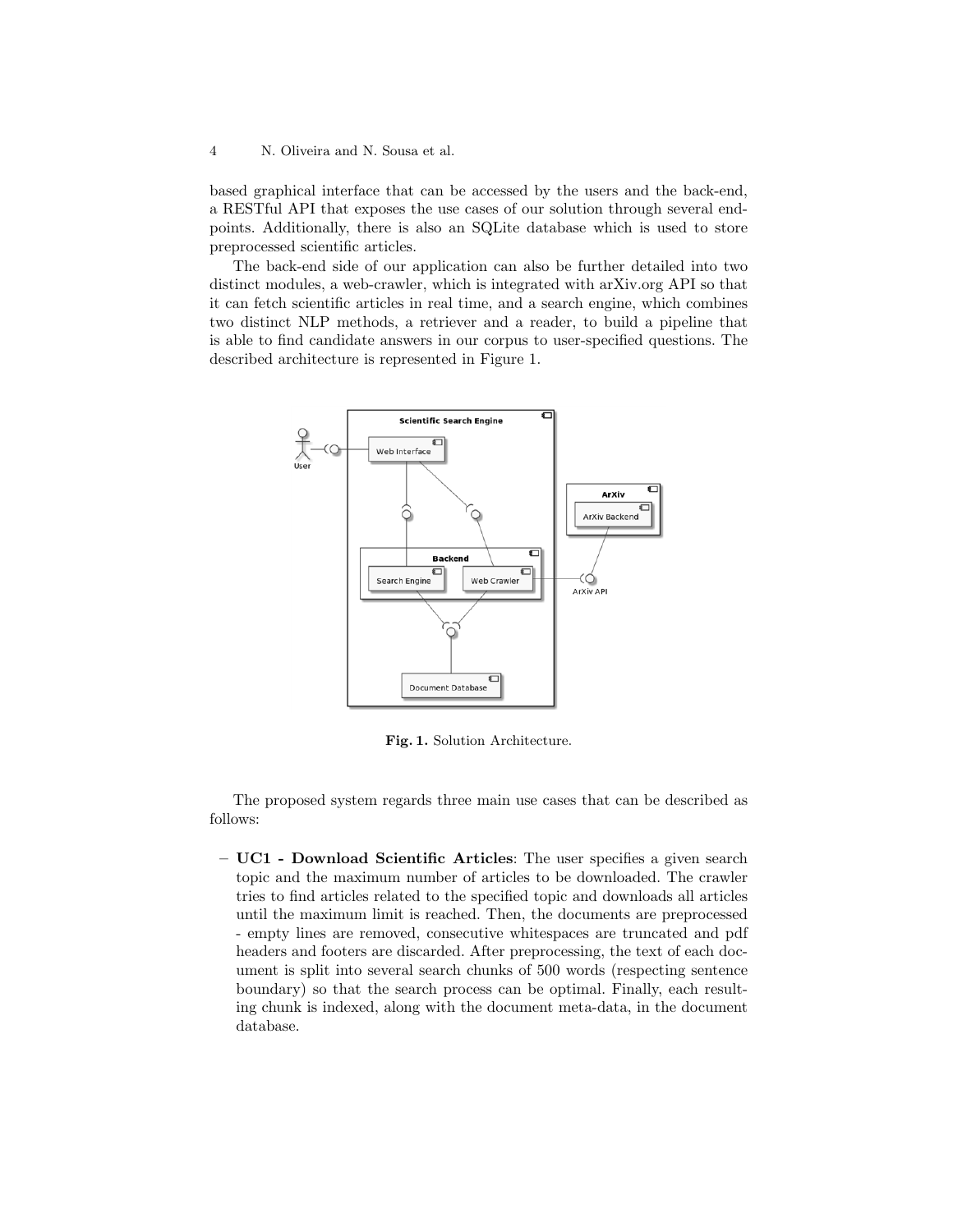based graphical interface that can be accessed by the users and the back-end, a RESTful API that exposes the use cases of our solution through several endpoints. Additionally, there is also an SQLite database which is used to store preprocessed scientific articles.

The back-end side of our application can also be further detailed into two distinct modules, a web-crawler, which is integrated with arXiv.org API so that it can fetch scientific articles in real time, and a search engine, which combines two distinct NLP methods, a retriever and a reader, to build a pipeline that is able to find candidate answers in our corpus to user-specified questions. The described architecture is represented in Figure 1.

**Fig. 1.** Solution Architecture.

The proposed system regards three main use cases that can be described as follows:

– **UC1 - Download Scientific Articles**: The user specifies a given search topic and the maximum number of articles to be downloaded. The crawler tries to find articles related to the specified topic and downloads all articles until the maximum limit is reached. Then, the documents are preprocessed - empty lines are removed, consecutive whitespaces are truncated and pdf headers and footers are discarded. After preprocessing, the text of each document is split into several search chunks of 500 words (respecting sentence boundary) so that the search process can be optimal. Finally, each resulting chunk is indexed, along with the document meta-data, in the document database.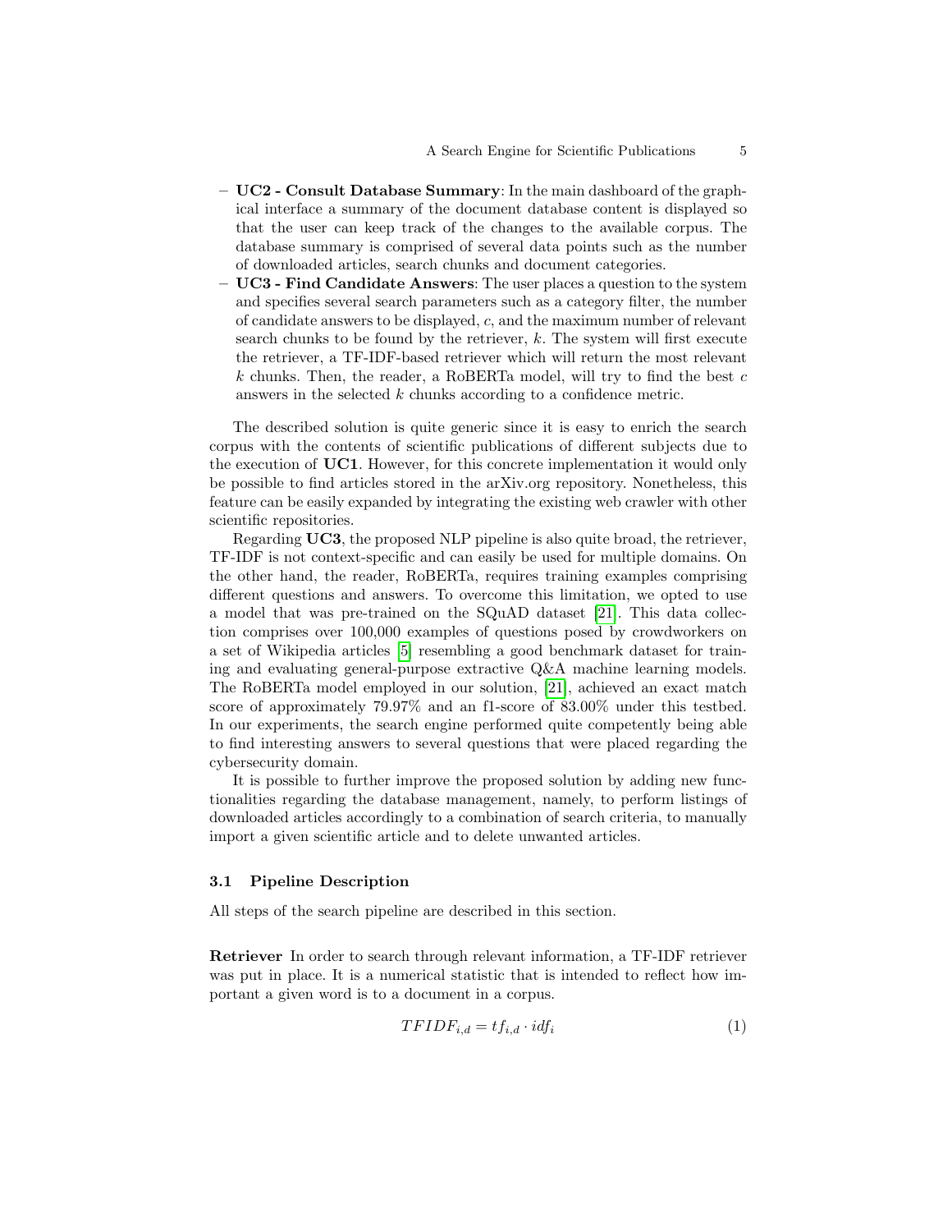- **UC2 - Consult Database Summary**: In the main dashboard of the graphical interface a summary of the document database content is displayed so that the user can keep track of the changes to the available corpus. The database summary is comprised of several data points such as the number of downloaded articles, search chunks and document categories.
- **UC3 - Find Candidate Answers**: The user places a question to the system and specifies several search parameters such as a category filter, the number of candidate answers to be displayed, $c$, and the maximum number of relevant search chunks to be found by the retriever, $k$. The system will first execute the retriever, a TF-IDF-based retriever which will return the most relevant $k$ chunks. Then, the reader, a RoBERTa model, will try to find the best $c$ answers in the selected $k$ chunks according to a confidence metric.

The described solution is quite generic since it is easy to enrich the search corpus with the contents of scientific publications of different subjects due to the execution of **UC1**. However, for this concrete implementation it would only be possible to find articles stored in the arXiv.org repository. Nonetheless, this feature can be easily expanded by integrating the existing web crawler with other scientific repositories.

Regarding **UC3**, the proposed NLP pipeline is also quite broad, the retriever, TF-IDF is not context-specific and can easily be used for multiple domains. On the other hand, the reader, RoBERTa, requires training examples comprising different questions and answers. To overcome this limitation, we opted to use a model that was pre-trained on the SQuAD dataset [21]. This data collection comprises over 100,000 examples of questions posed by crowdworkers on a set of Wikipedia articles [5] resembling a good benchmark dataset for training and evaluating general-purpose extractive Q&A machine learning models. The RoBERTa model employed in our solution, [21], achieved an exact match score of approximately 79.97% and an f1-score of 83.00% under this testbed. In our experiments, the search engine performed quite competently being able to find interesting answers to several questions that were placed regarding the cybersecurity domain.

It is possible to further improve the proposed solution by adding new functionalities regarding the database management, namely, to perform listings of downloaded articles accordingly to a combination of search criteria, to manually import a given scientific article and to delete unwanted articles.

### 3.1 Pipeline Description

All steps of the search pipeline are described in this section.

**Retriever** In order to search through relevant information, a TF-IDF retriever was put in place. It is a numerical statistic that is intended to reflect how important a given word is to a document in a corpus.

$$TFIDF_{i,d} = tf_{i,d} \cdot idf_i \tag{1}$$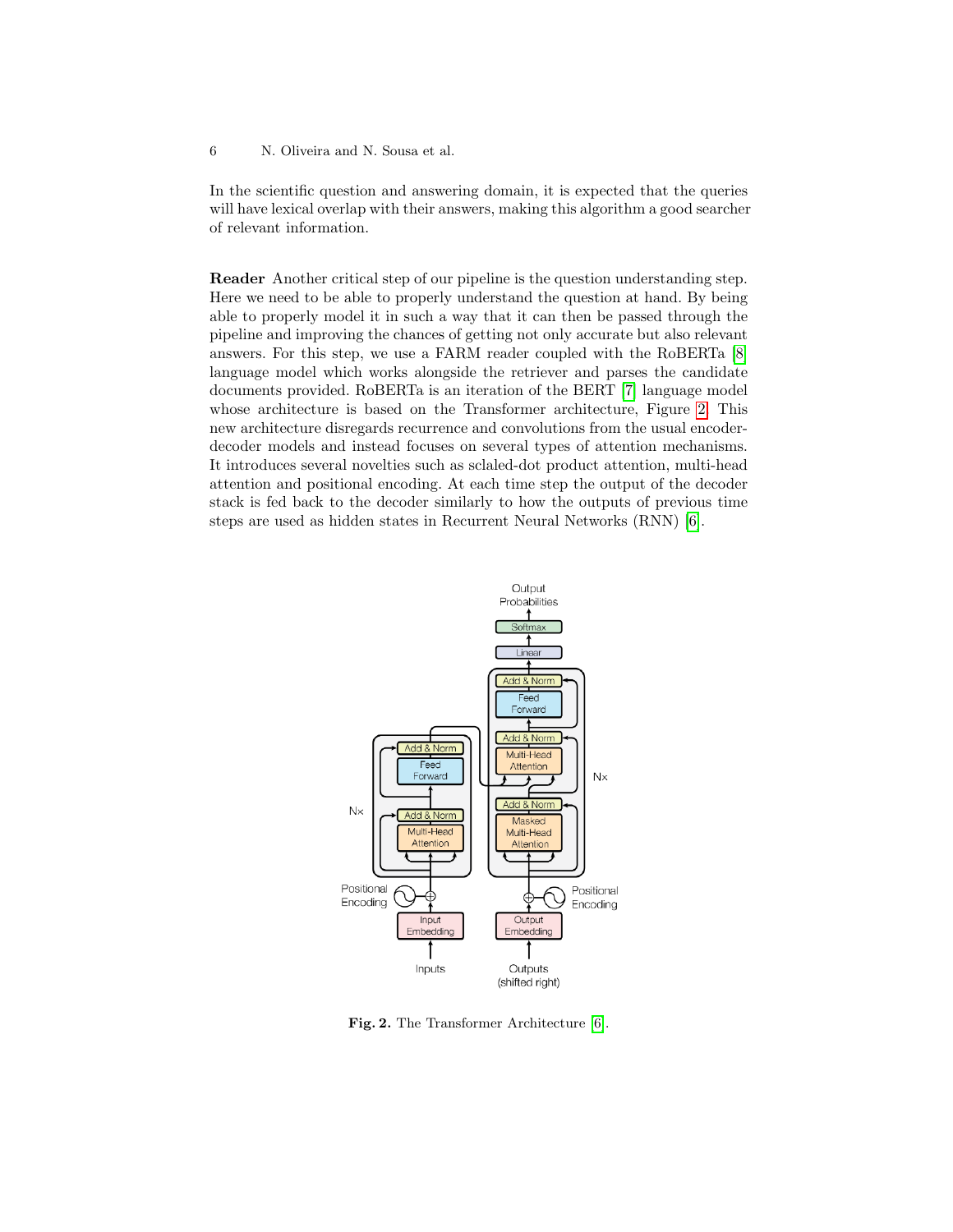In the scientific question and answering domain, it is expected that the queries will have lexical overlap with their answers, making this algorithm a good searcher of relevant information.

**Reader** Another critical step of our pipeline is the question understanding step. Here we need to be able to properly understand the question at hand. By being able to properly model it in such a way that it can then be passed through the pipeline and improving the chances of getting not only accurate but also relevant answers. For this step, we use a FARM reader coupled with the RoBERTa [8] language model which works alongside the retriever and parses the candidate documents provided. RoBERTa is an iteration of the BERT [7] language model whose architecture is based on the Transformer architecture, Figure 2. This new architecture disregards recurrence and convolutions from the usual encoder-decoder models and instead focuses on several types of attention mechanisms. It introduces several novelties such as sclaled-dot product attention, multi-head attention and positional encoding. At each time step the output of the decoder stack is fed back to the decoder similarly to how the outputs of previous time steps are used as hidden states in Recurrent Neural Networks (RNN) [6].

**Fig. 2.** The Transformer Architecture [6].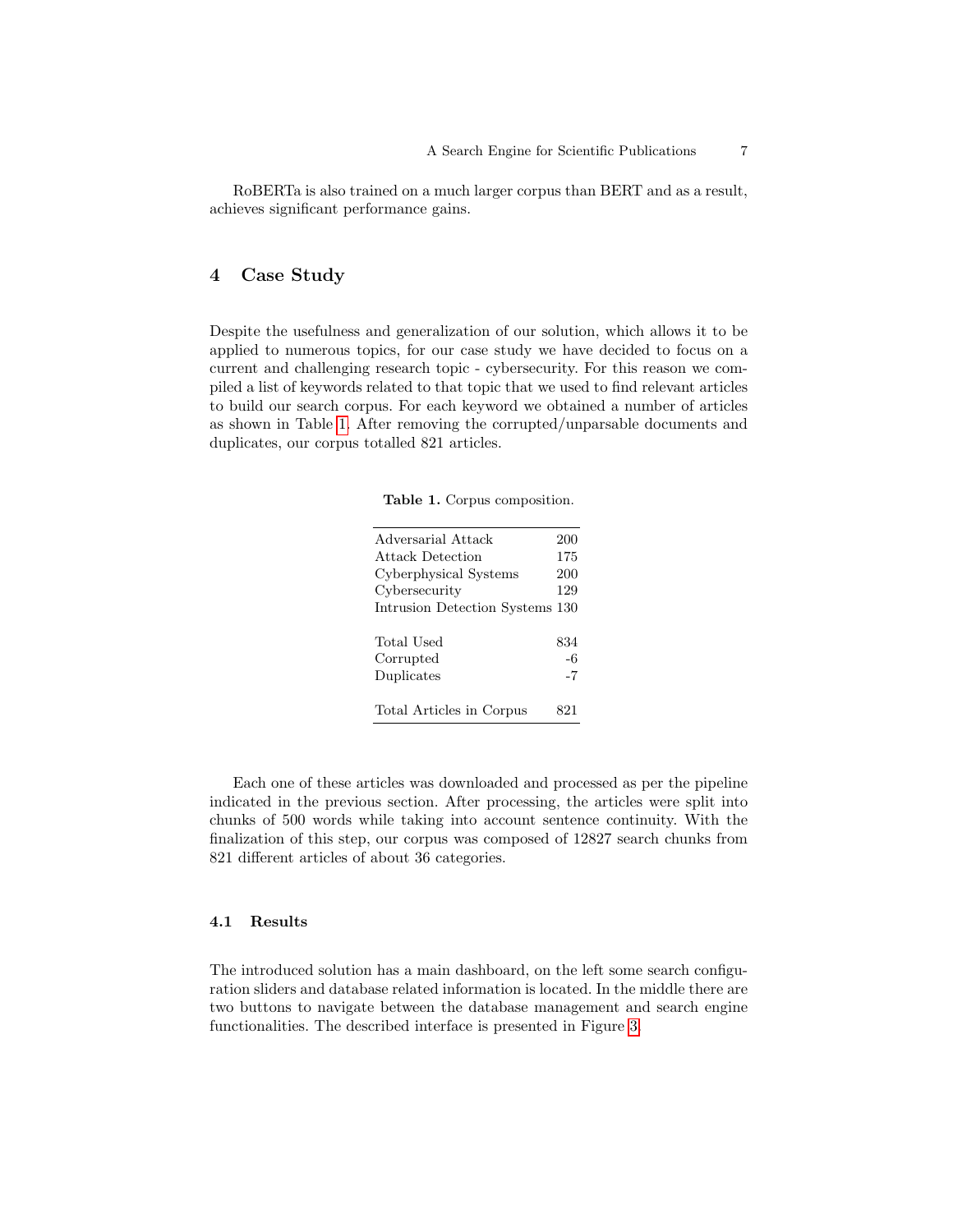RoBERTa is also trained on a much larger corpus than BERT and as a result, achieves significant performance gains.

## 4 Case Study

Despite the usefulness and generalization of our solution, which allows it to be applied to numerous topics, for our case study we have decided to focus on a current and challenging research topic - cybersecurity. For this reason we compiled a list of keywords related to that topic that we used to find relevant articles to build our search corpus. For each keyword we obtained a number of articles as shown in Table 1. After removing the corrupted/unparsable documents and duplicates, our corpus totalled 821 articles.

**Table 1.** Corpus composition.

| | |
|---|---|
| Adversarial Attack | 200 |
| Attack Detection | 175 |
| Cyberphysical Systems | 200 |
| Cybersecurity | 129 |
| Intrusion Detection Systems | 130 |
| | |
| Total Used | 834 |
| Corrupted | -6 |
| Duplicates | -7 |
| | |
| Total Articles in Corpus | 821 |

Each one of these articles was downloaded and processed as per the pipeline indicated in the previous section. After processing, the articles were split into chunks of 500 words while taking into account sentence continuity. With the finalization of this step, our corpus was composed of 12827 search chunks from 821 different articles of about 36 categories.

### 4.1 Results

The introduced solution has a main dashboard, on the left some search configuration sliders and database related information is located. In the middle there are two buttons to navigate between the database management and search engine functionalities. The described interface is presented in Figure 3.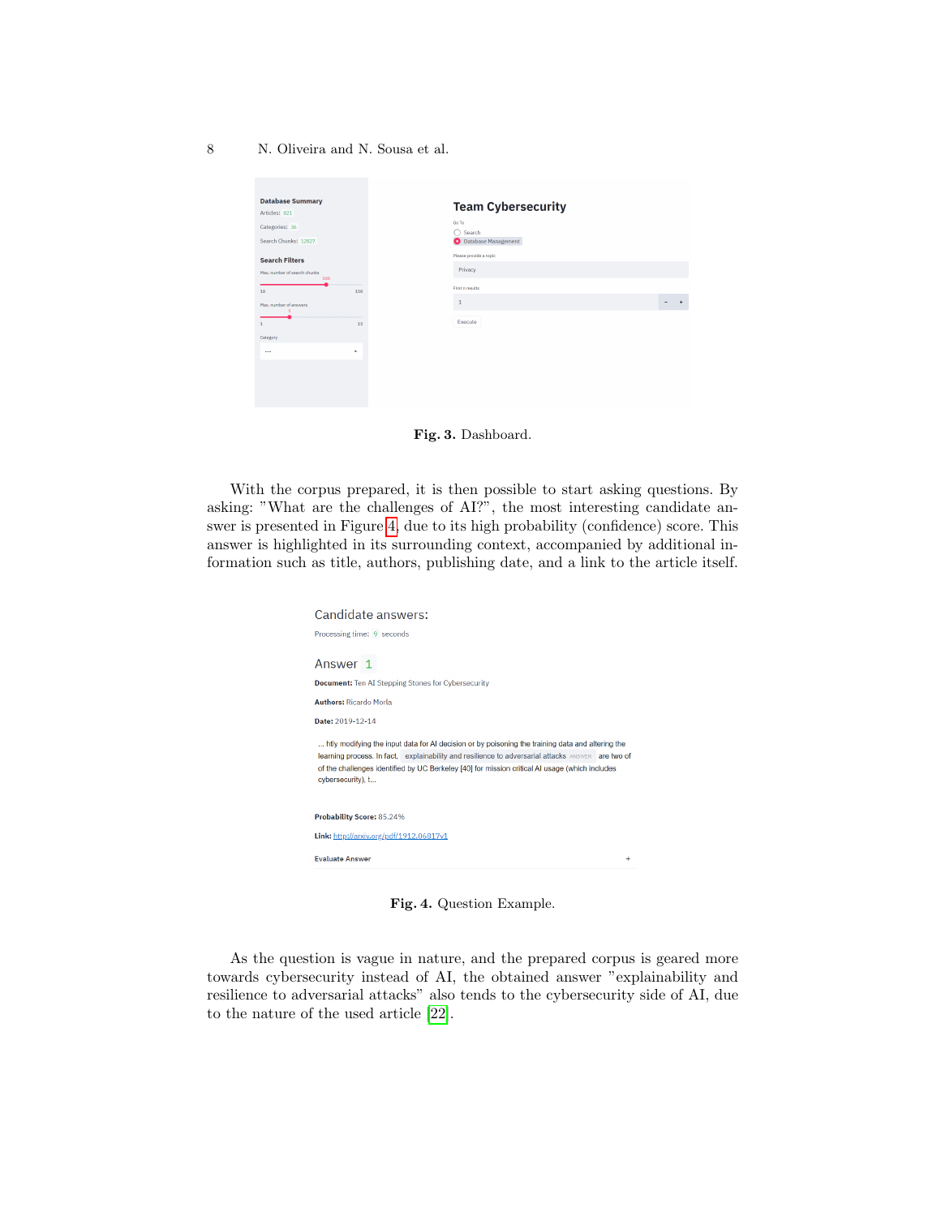Fig. 3. Dashboard.

With the corpus prepared, it is then possible to start asking questions. By asking: "What are the challenges of AI?", the most interesting candidate answer is presented in Figure 4, due to its high probability (confidence) score. This answer is highlighted in its surrounding context, accompanied by additional information such as title, authors, publishing date, and a link to the article itself.

Fig. 4. Question Example.

As the question is vague in nature, and the prepared corpus is geared more towards cybersecurity instead of AI, the obtained answer "explainability and resilience to adversarial attacks" also tends to the cybersecurity side of AI, due to the nature of the used article [22].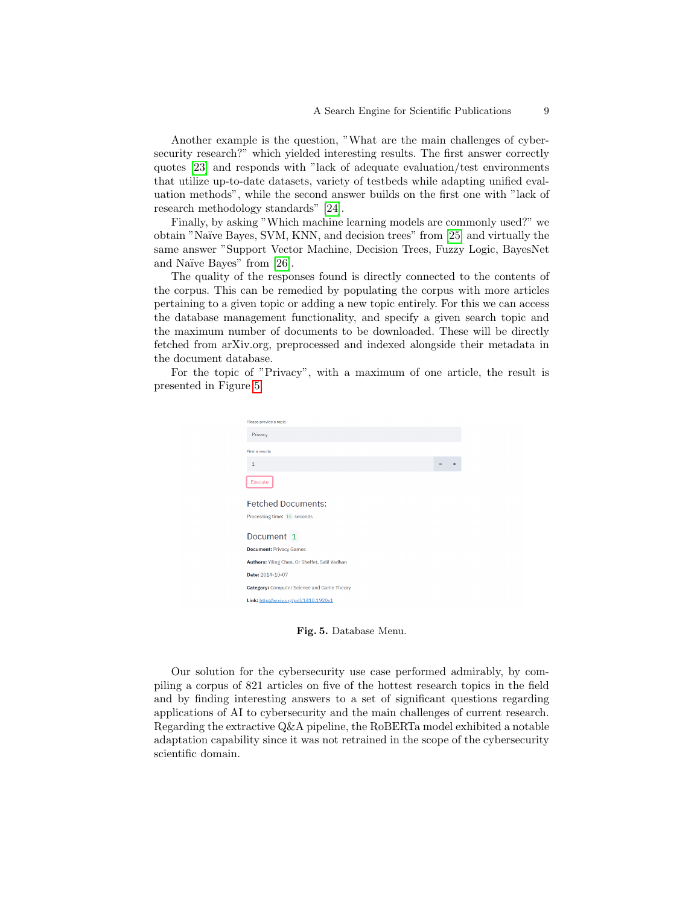Another example is the question, "What are the main challenges of cybersecurity research?" which yielded interesting results. The first answer correctly quotes [23] and responds with "lack of adequate evaluation/test environments that utilize up-to-date datasets, variety of testbeds while adapting unified evaluation methods", while the second answer builds on the first one with "lack of research methodology standards" [24].

Finally, by asking "Which machine learning models are commonly used?" we obtain "Naïve Bayes, SVM, KNN, and decision trees" from [25] and virtually the same answer "Support Vector Machine, Decision Trees, Fuzzy Logic, BayesNet and Naïve Bayes" from [26].

The quality of the responses found is directly connected to the contents of the corpus. This can be remedied by populating the corpus with more articles pertaining to a given topic or adding a new topic entirely. For this we can access the database management functionality, and specify a given search topic and the maximum number of documents to be downloaded. These will be directly fetched from arXiv.org, preprocessed and indexed alongside their metadata in the document database.

For the topic of "Privacy", with a maximum of one article, the result is presented in Figure 5.

Please provide a topic

Privacy

First n results

1

Execute

Fetched Documents:

Processing time: 15 seconds

Document 1

**Document:** Privacy Games

**Authors:** Yiling Chen, Or Sheffet, Salil Vadhan

**Date:** 2014-10-07

**Category:** Computer Science and Game Theory

**Link:** http://arxiv.org/pdf/1410.1920v1

**Fig. 5.** Database Menu.

Our solution for the cybersecurity use case performed admirably, by compiling a corpus of 821 articles on five of the hottest research topics in the field and by finding interesting answers to a set of significant questions regarding applications of AI to cybersecurity and the main challenges of current research. Regarding the extractive Q&A pipeline, the RoBERTa model exhibited a notable adaptation capability since it was not retrained in the scope of the cybersecurity scientific domain.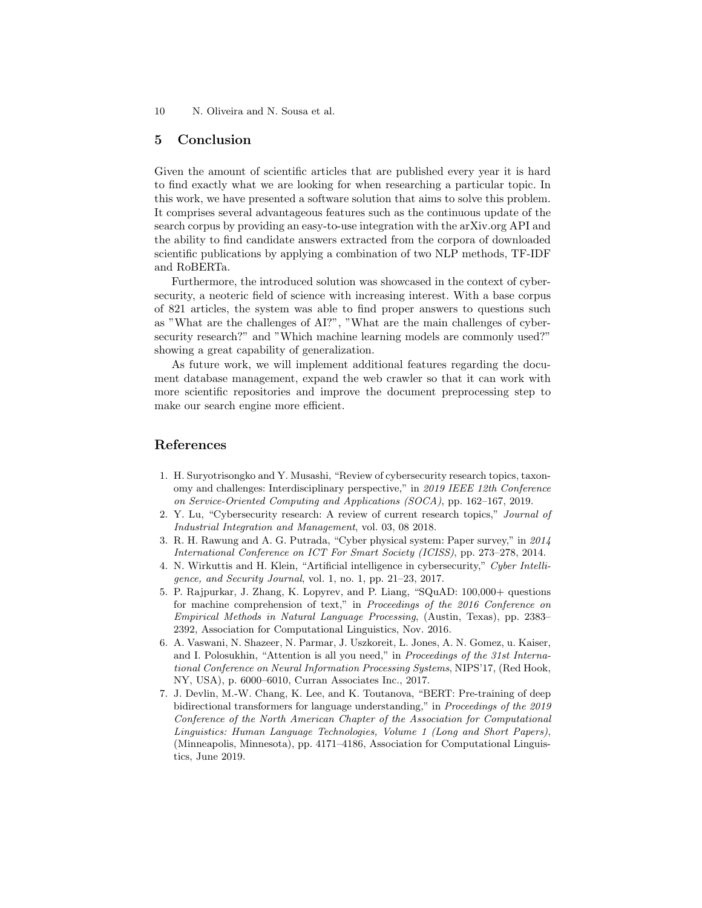## 5 Conclusion

Given the amount of scientific articles that are published every year it is hard to find exactly what we are looking for when researching a particular topic. In this work, we have presented a software solution that aims to solve this problem. It comprises several advantageous features such as the continuous update of the search corpus by providing an easy-to-use integration with the arXiv.org API and the ability to find candidate answers extracted from the corpora of downloaded scientific publications by applying a combination of two NLP methods, TF-IDF and RoBERTa.

Furthermore, the introduced solution was showcased in the context of cybersecurity, a neoteric field of science with increasing interest. With a base corpus of 821 articles, the system was able to find proper answers to questions such as "What are the challenges of AI?", "What are the main challenges of cybersecurity research?" and "Which machine learning models are commonly used?" showing a great capability of generalization.

As future work, we will implement additional features regarding the document database management, expand the web crawler so that it can work with more scientific repositories and improve the document preprocessing step to make our search engine more efficient.

## References

1. H. Suryotrisongko and Y. Musashi, "Review of cybersecurity research topics, taxonomy and challenges: Interdisciplinary perspective," in *2019 IEEE 12th Conference on Service-Oriented Computing and Applications (SOCA)*, pp. 162–167, 2019.
2. Y. Lu, "Cybersecurity research: A review of current research topics," *Journal of Industrial Integration and Management*, vol. 03, 08 2018.
3. R. H. Rawung and A. G. Putrada, "Cyber physical system: Paper survey," in *2014 International Conference on ICT For Smart Society (ICISS)*, pp. 273–278, 2014.
4. N. Wirkuttis and H. Klein, "Artificial intelligence in cybersecurity," *Cyber Intelligence, and Security Journal*, vol. 1, no. 1, pp. 21–23, 2017.
5. P. Rajpurkar, J. Zhang, K. Lopyrev, and P. Liang, "SQuAD: 100,000+ questions for machine comprehension of text," in *Proceedings of the 2016 Conference on Empirical Methods in Natural Language Processing*, (Austin, Texas), pp. 2383–2392, Association for Computational Linguistics, Nov. 2016.
6. A. Vaswani, N. Shazeer, N. Parmar, J. Uszkoreit, L. Jones, A. N. Gomez, u. Kaiser, and I. Polosukhin, "Attention is all you need," in *Proceedings of the 31st International Conference on Neural Information Processing Systems*, NIPS'17, (Red Hook, NY, USA), p. 6000–6010, Curran Associates Inc., 2017.
7. J. Devlin, M.-W. Chang, K. Lee, and K. Toutanova, "BERT: Pre-training of deep bidirectional transformers for language understanding," in *Proceedings of the 2019 Conference of the North American Chapter of the Association for Computational Linguistics: Human Language Technologies, Volume 1 (Long and Short Papers)*, (Minneapolis, Minnesota), pp. 4171–4186, Association for Computational Linguistics, June 2019.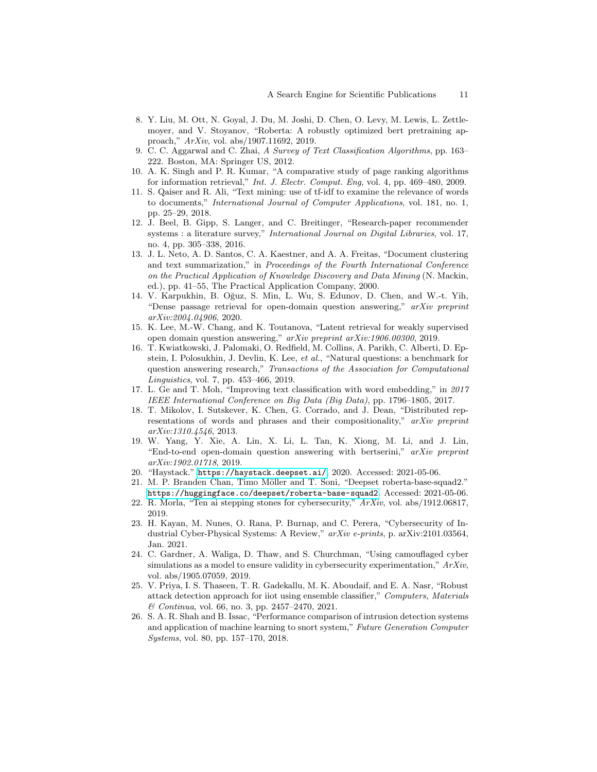8. Y. Liu, M. Ott, N. Goyal, J. Du, M. Joshi, D. Chen, O. Levy, M. Lewis, L. Zettlemoyer, and V. Stoyanov, "Roberta: A robustly optimized bert pretraining approach," *ArXiv*, vol. abs/1907.11692, 2019.
9. C. C. Aggarwal and C. Zhai, *A Survey of Text Classification Algorithms*, pp. 163–222. Boston, MA: Springer US, 2012.
10. A. K. Singh and P. R. Kumar, "A comparative study of page ranking algorithms for information retrieval," *Int. J. Electr. Comput. Eng*, vol. 4, pp. 469–480, 2009.
11. S. Qaiser and R. Ali, "Text mining: use of tf-idf to examine the relevance of words to documents," *International Journal of Computer Applications*, vol. 181, no. 1, pp. 25–29, 2018.
12. J. Beel, B. Gipp, S. Langer, and C. Breitinger, "Research-paper recommender systems : a literature survey," *International Journal on Digital Libraries*, vol. 17, no. 4, pp. 305–338, 2016.
13. J. L. Neto, A. D. Santos, C. A. Kaestner, and A. A. Freitas, "Document clustering and text summarization," in *Proceedings of the Fourth International Conference on the Practical Application of Knowledge Discovery and Data Mining* (N. Mackin, ed.), pp. 41–55, The Practical Application Company, 2000.
14. V. Karpukhin, B. Oğuz, S. Min, L. Wu, S. Edunov, D. Chen, and W.-t. Yih, "Dense passage retrieval for open-domain question answering," *arXiv preprint arXiv:2004.04906*, 2020.
15. K. Lee, M.-W. Chang, and K. Toutanova, "Latent retrieval for weakly supervised open domain question answering," *arXiv preprint arXiv:1906.00300*, 2019.
16. T. Kwiatkowski, J. Palomaki, O. Redfield, M. Collins, A. Parikh, C. Alberti, D. Epstein, I. Polosukhin, J. Devlin, K. Lee, *et al.*, "Natural questions: a benchmark for question answering research," *Transactions of the Association for Computational Linguistics*, vol. 7, pp. 453–466, 2019.
17. L. Ge and T. Moh, "Improving text classification with word embedding," in *2017 IEEE International Conference on Big Data (Big Data)*, pp. 1796–1805, 2017.
18. T. Mikolov, I. Sutskever, K. Chen, G. Corrado, and J. Dean, "Distributed representations of words and phrases and their compositionality," *arXiv preprint arXiv:1310.4546*, 2013.
19. W. Yang, Y. Xie, A. Lin, X. Li, L. Tan, K. Xiong, M. Li, and J. Lin, "End-to-end open-domain question answering with bertserini," *arXiv preprint arXiv:1902.01718*, 2019.
20. "Haystack." https://haystack.deepset.ai/, 2020. Accessed: 2021-05-06.
21. M. P. Branden Chan, Timo Möller and T. Soni, "Deepset roberta-base-squad2." https://huggingface.co/deepset/roberta-base-squad2. Accessed: 2021-05-06.
22. R. Morla, "Ten ai stepping stones for cybersecurity," *ArXiv*, vol. abs/1912.06817, 2019.
23. H. Kayan, M. Nunes, O. Rana, P. Burnap, and C. Perera, "Cybersecurity of Industrial Cyber-Physical Systems: A Review," *arXiv e-prints*, p. arXiv:2101.03564, Jan. 2021.
24. C. Gardner, A. Waliga, D. Thaw, and S. Churchman, "Using camouflaged cyber simulations as a model to ensure validity in cybersecurity experimentation," *ArXiv*, vol. abs/1905.07059, 2019.
25. V. Priya, I. S. Thaseen, T. R. Gadekallu, M. K. Aboudaif, and E. A. Nasr, "Robust attack detection approach for iiot using ensemble classifier," *Computers, Materials & Continua*, vol. 66, no. 3, pp. 2457–2470, 2021.
26. S. A. R. Shah and B. Issac, "Performance comparison of intrusion detection systems and application of machine learning to snort system," *Future Generation Computer Systems*, vol. 80, pp. 157–170, 2018.